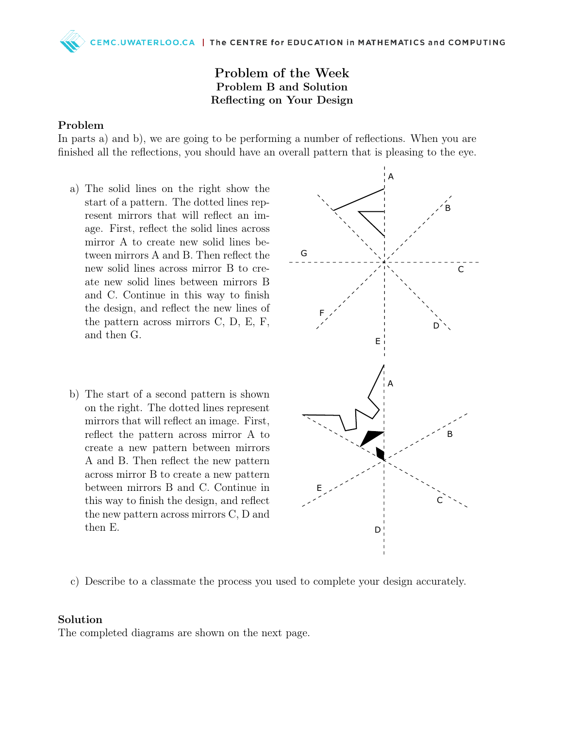# Problem of the Week

## Problem B and Solution

## Reflecting on Your Design

### Problem

In parts a) and b), we are going to be performing a number of reflections. When you are finished all the reflections, you should have an overall pattern that is pleasing to the eye.

a) The solid lines on the right show the start of a pattern. The dotted lines represent mirrors that will reflect an image. First, reflect the solid lines across mirror A to create new solid lines between mirrors A and B. Then reflect the new solid lines across mirror B to create new solid lines between mirrors B and C. Continue in this way to finish the design, and reflect the new lines of the pattern across mirrors C, D, E, F, and then G.

b) The start of a second pattern is shown on the right. The dotted lines represent mirrors that will reflect an image. First, reflect the pattern across mirror A to create a new pattern between mirrors A and B. Then reflect the new pattern across mirror B to create a new pattern between mirrors B and C. Continue in this way to finish the design, and reflect the new pattern across mirrors C, D and then E.

c) Describe to a classmate the process you used to complete your design accurately.

### Solution

The completed diagrams are shown on the next page.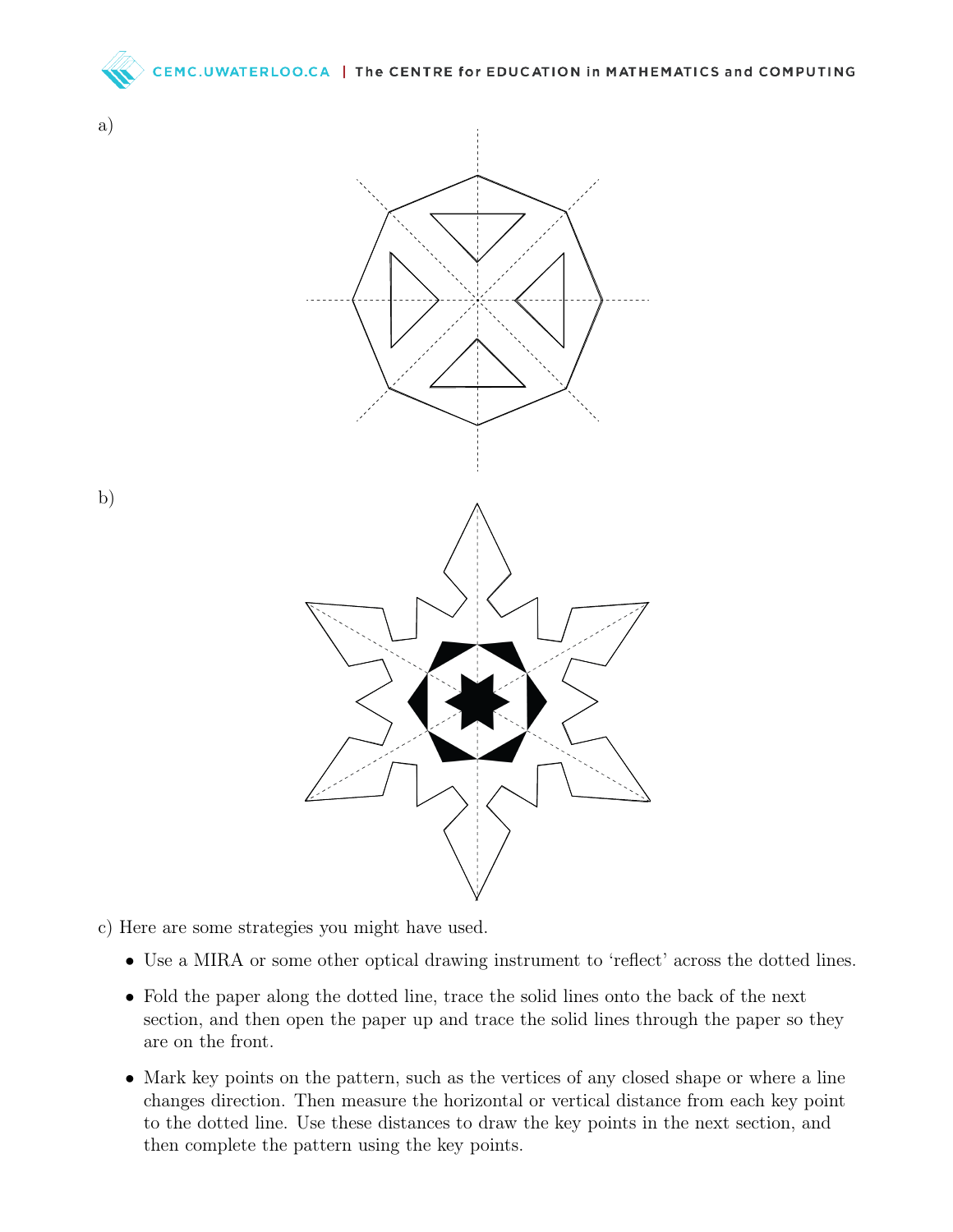a)

b)

c) Here are some strategies you might have used.

- Use a MIRA or some other optical drawing instrument to 'reflect' across the dotted lines.
- Fold the paper along the dotted line, trace the solid lines onto the back of the next section, and then open the paper up and trace the solid lines through the paper so they are on the front.
- Mark key points on the pattern, such as the vertices of any closed shape or where a line changes direction. Then measure the horizontal or vertical distance from each key point to the dotted line. Use these distances to draw the key points in the next section, and then complete the pattern using the key points.